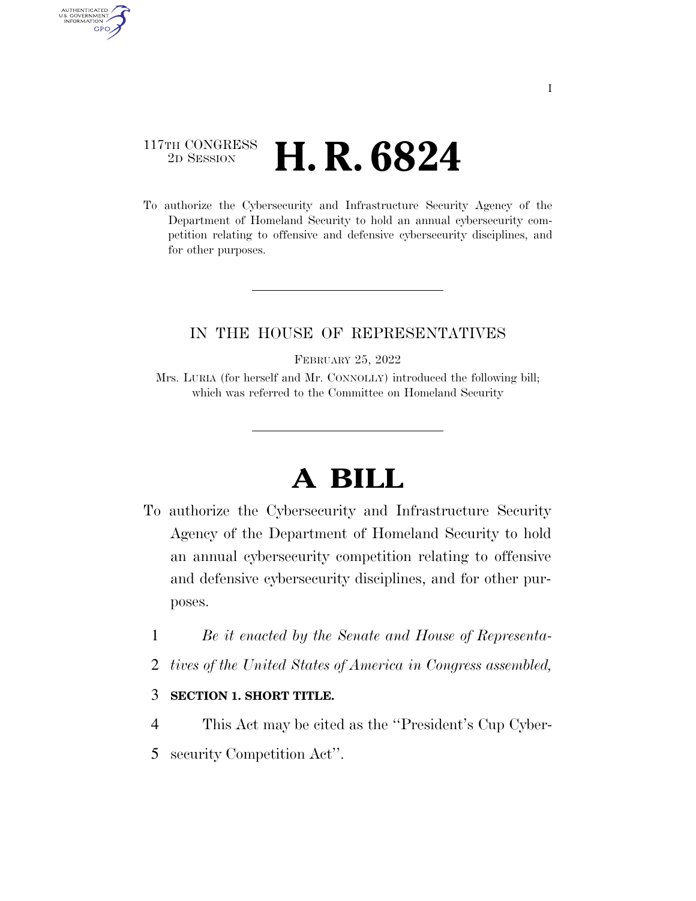117TH CONGRESS
2D SESSION

# H. R. 6824

To authorize the Cybersecurity and Infrastructure Security Agency of the Department of Homeland Security to hold an annual cybersecurity competition relating to offensive and defensive cybersecurity disciplines, and for other purposes.

---

IN THE HOUSE OF REPRESENTATIVES

FEBRUARY 25, 2022

Mrs. LURIA (for herself and Mr. CONNOLLY) introduced the following bill; which was referred to the Committee on Homeland Security

---

# A BILL

To authorize the Cybersecurity and Infrastructure Security Agency of the Department of Homeland Security to hold an annual cybersecurity competition relating to offensive and defensive cybersecurity disciplines, and for other purposes.

1 *Be it enacted by the Senate and House of Representa-*
2 *tives of the United States of America in Congress assembled,*

3 **SECTION 1. SHORT TITLE.**

4 This Act may be cited as the ''President's Cup Cyber-
5 security Competition Act''.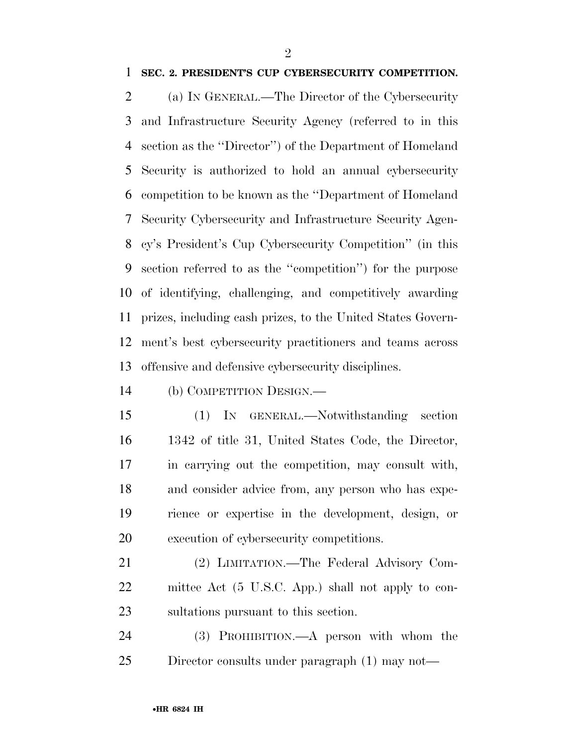**SEC. 2. PRESIDENT'S CUP CYBERSECURITY COMPETITION.**

(a) IN GENERAL.—The Director of the Cybersecurity and Infrastructure Security Agency (referred to in this section as the ''Director'') of the Department of Homeland Security is authorized to hold an annual cybersecurity competition to be known as the ''Department of Homeland Security Cybersecurity and Infrastructure Security Agency's President's Cup Cybersecurity Competition'' (in this section referred to as the ''competition'') for the purpose of identifying, challenging, and competitively awarding prizes, including cash prizes, to the United States Government's best cybersecurity practitioners and teams across offensive and defensive cybersecurity disciplines.

(b) COMPETITION DESIGN.—

(1) IN GENERAL.—Notwithstanding section 1342 of title 31, United States Code, the Director, in carrying out the competition, may consult with, and consider advice from, any person who has experience or expertise in the development, design, or execution of cybersecurity competitions.

(2) LIMITATION.—The Federal Advisory Committee Act (5 U.S.C. App.) shall not apply to consultations pursuant to this section.

(3) PROHIBITION.—A person with whom the Director consults under paragraph (1) may not—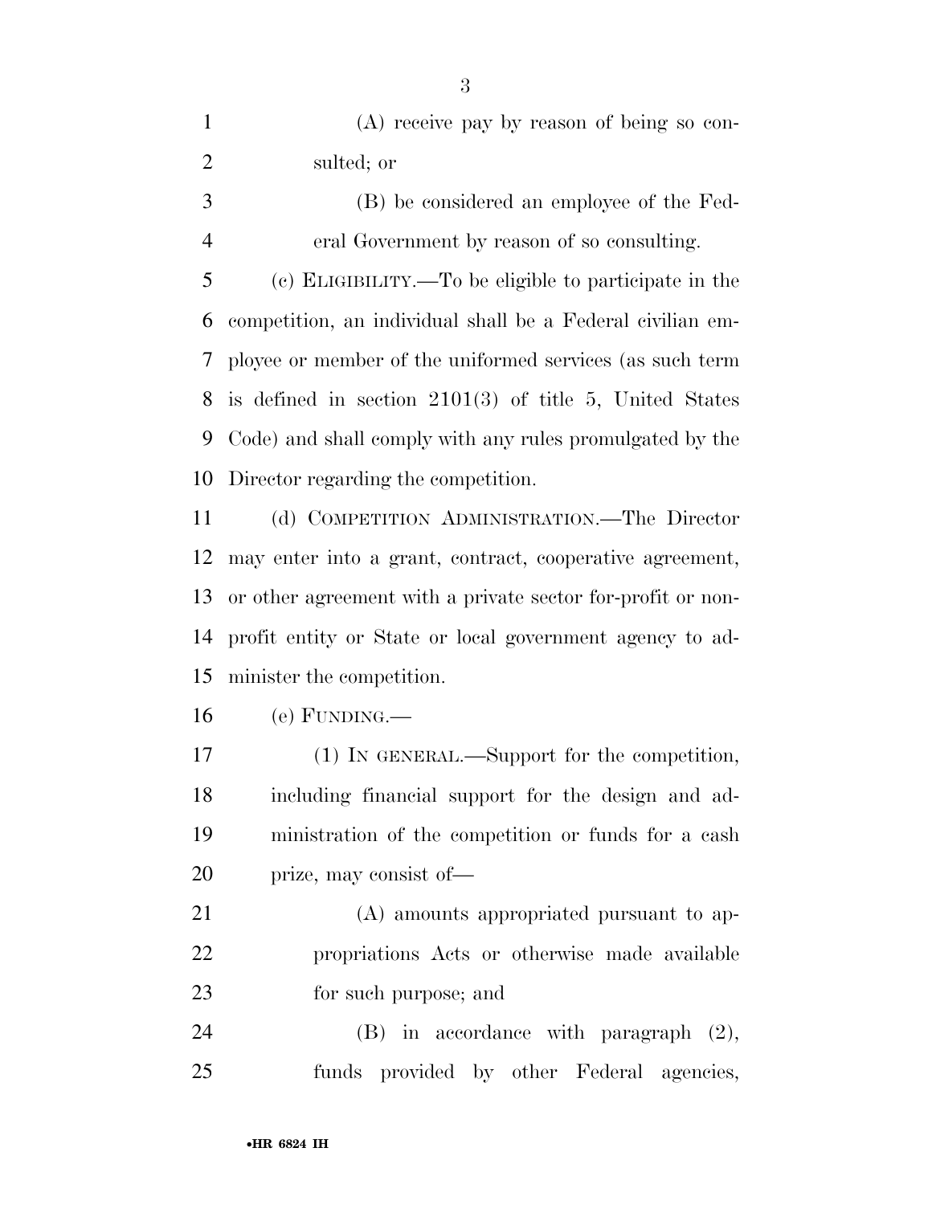(A) receive pay by reason of being so consulted; or

(B) be considered an employee of the Federal Government by reason of so consulting.

(c) ELIGIBILITY.—To be eligible to participate in the competition, an individual shall be a Federal civilian employee or member of the uniformed services (as such term is defined in section 2101(3) of title 5, United States Code) and shall comply with any rules promulgated by the Director regarding the competition.

(d) COMPETITION ADMINISTRATION.—The Director may enter into a grant, contract, cooperative agreement, or other agreement with a private sector for-profit or nonprofit entity or State or local government agency to administer the competition.

(e) FUNDING.—

(1) IN GENERAL.—Support for the competition, including financial support for the design and administration of the competition or funds for a cash prize, may consist of—

(A) amounts appropriated pursuant to appropriations Acts or otherwise made available for such purpose; and

(B) in accordance with paragraph (2), funds provided by other Federal agencies,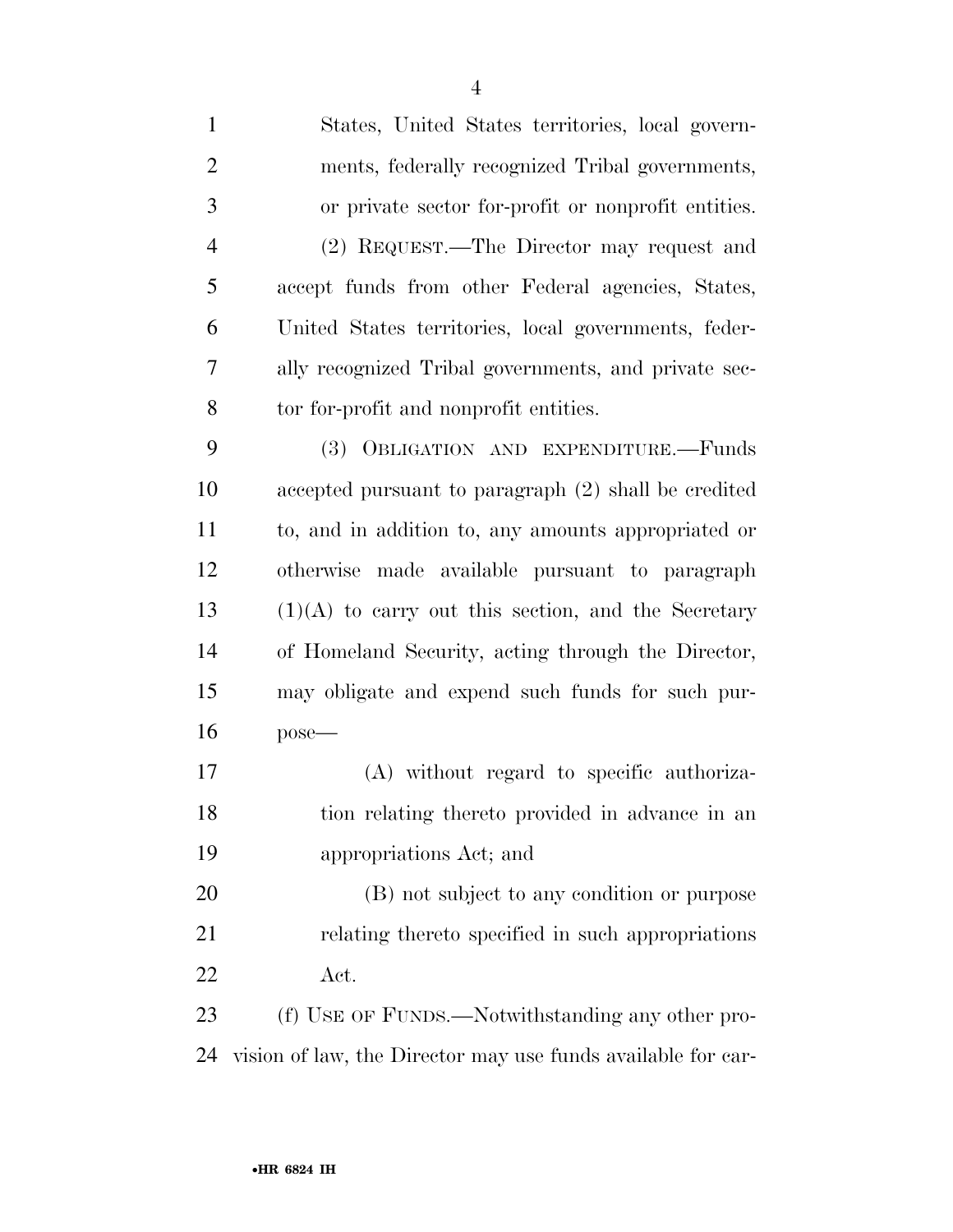States, United States territories, local governments, federally recognized Tribal governments, or private sector for-profit or nonprofit entities.

(2) REQUEST.—The Director may request and accept funds from other Federal agencies, States, United States territories, local governments, federally recognized Tribal governments, and private sector for-profit and nonprofit entities.

(3) OBLIGATION AND EXPENDITURE.—Funds accepted pursuant to paragraph (2) shall be credited to, and in addition to, any amounts appropriated or otherwise made available pursuant to paragraph (1)(A) to carry out this section, and the Secretary of Homeland Security, acting through the Director, may obligate and expend such funds for such purpose—

(A) without regard to specific authorization relating thereto provided in advance in an appropriations Act; and

(B) not subject to any condition or purpose relating thereto specified in such appropriations Act.

(f) USE OF FUNDS.—Notwithstanding any other provision of law, the Director may use funds available for car-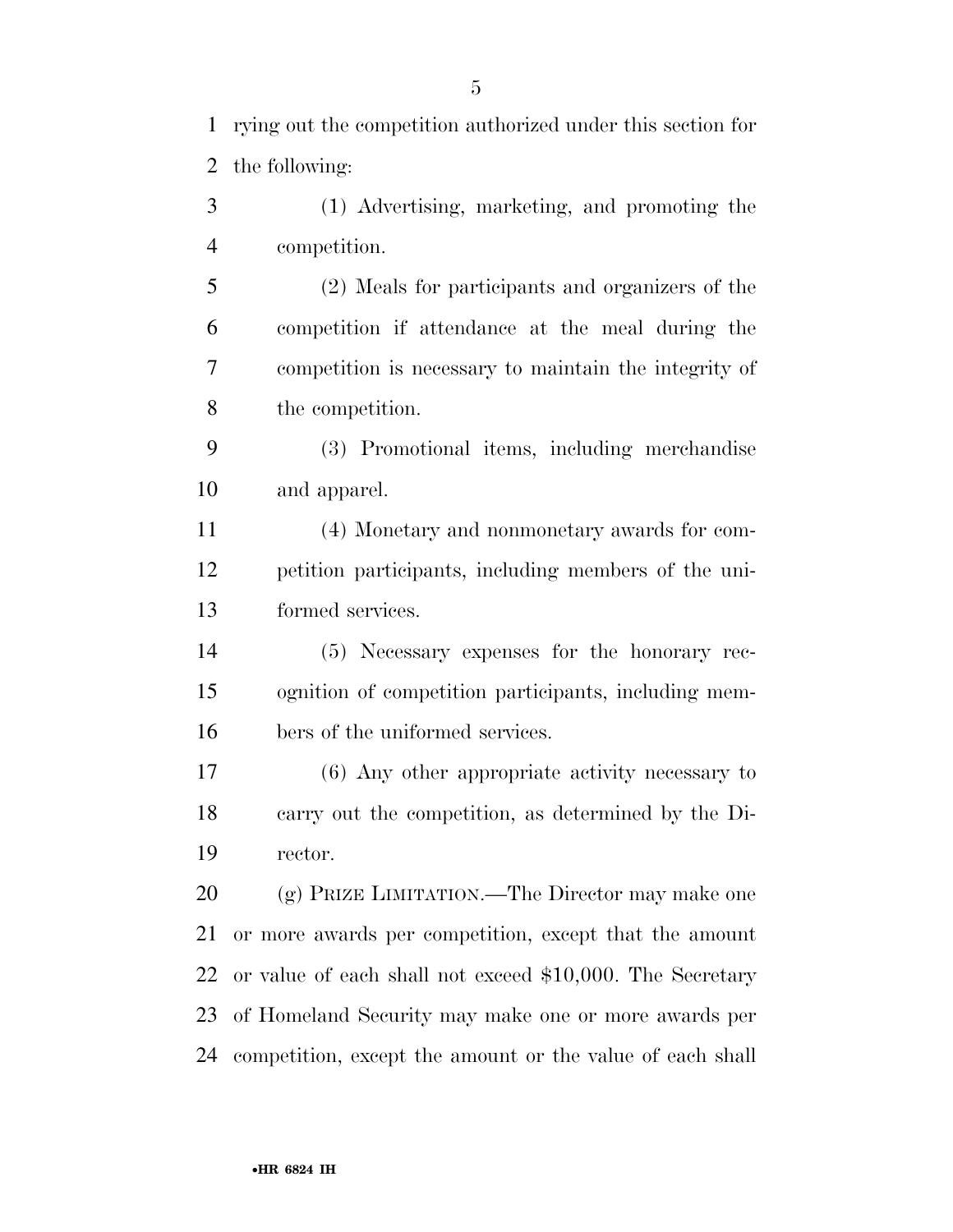rying out the competition authorized under this section for the following:

(1) Advertising, marketing, and promoting the competition.

(2) Meals for participants and organizers of the competition if attendance at the meal during the competition is necessary to maintain the integrity of the competition.

(3) Promotional items, including merchandise and apparel.

(4) Monetary and nonmonetary awards for competition participants, including members of the uniformed services.

(5) Necessary expenses for the honorary recognition of competition participants, including members of the uniformed services.

(6) Any other appropriate activity necessary to carry out the competition, as determined by the Director.

(g) PRIZE LIMITATION.—The Director may make one or more awards per competition, except that the amount or value of each shall not exceed $10,000. The Secretary of Homeland Security may make one or more awards per competition, except the amount or the value of each shall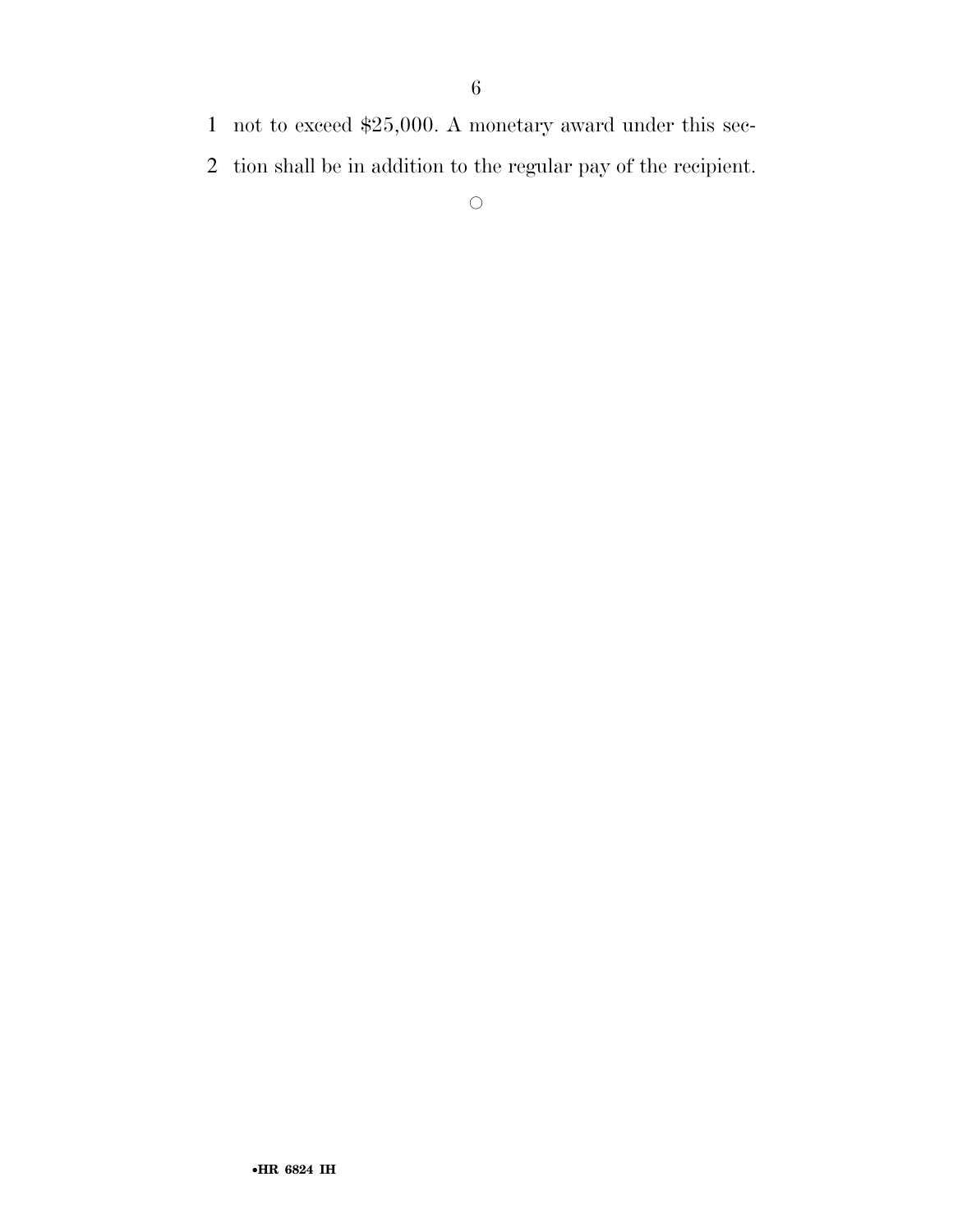not to exceed $25,000. A monetary award under this section shall be in addition to the regular pay of the recipient.

○